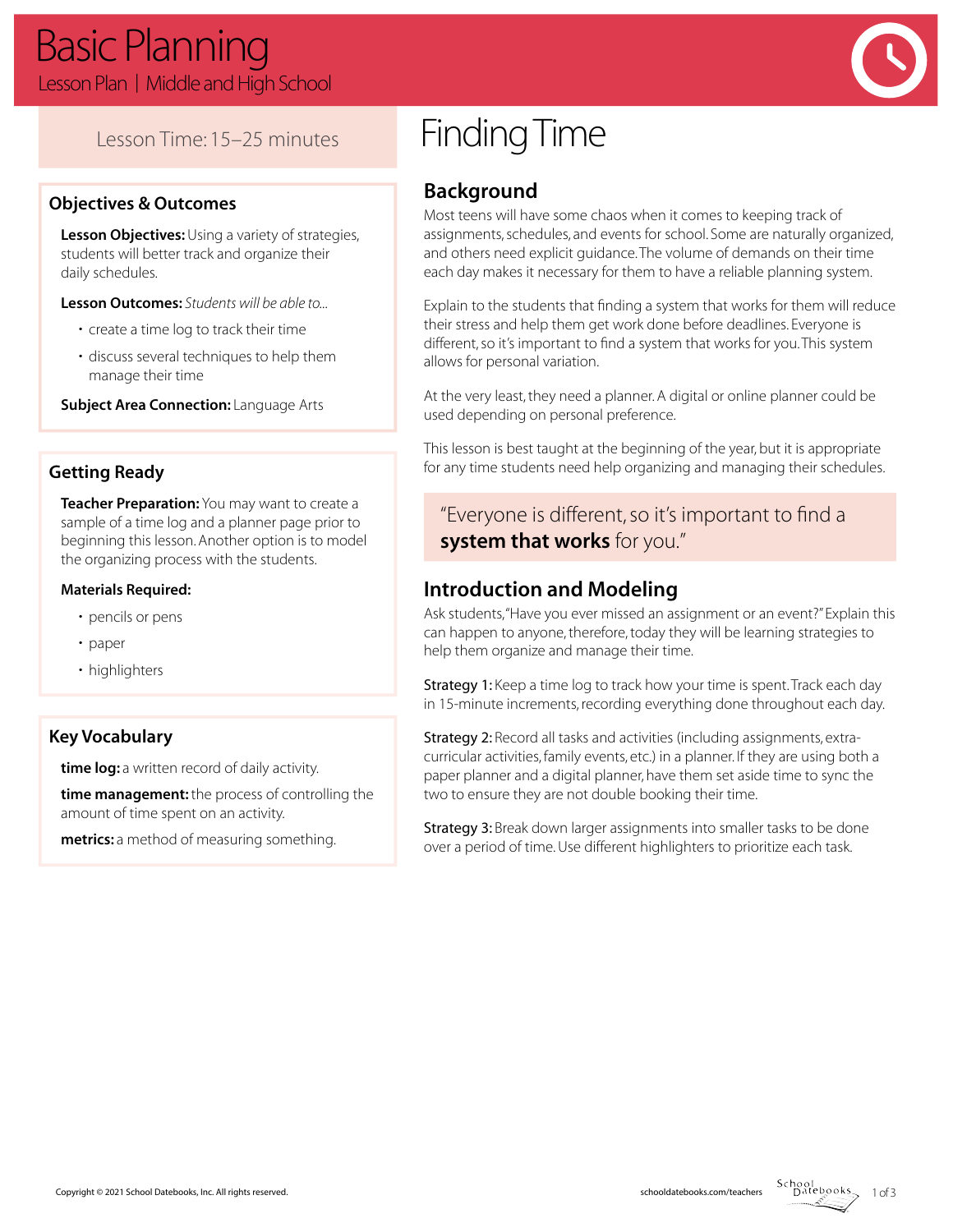# Basic Planning

Lesson Plan | Middle and High School

Lesson Time: 15–25 minutes

## Objectives & Outcomes

**Lesson Objectives:** Using a variety of strategies, students will better track and organize their daily schedules.

**Lesson Outcomes:** *Students will be able to...*

- create a time log to track their time
- discuss several techniques to help them manage their time

**Subject Area Connection:** Language Arts

## Getting Ready

**Teacher Preparation:** You may want to create a sample of a time log and a planner page prior to beginning this lesson. Another option is to model the organizing process with the students.

**Materials Required:**

- pencils or pens
- paper
- highlighters

## Key Vocabulary

**time log:** a written record of daily activity.

**time management:** the process of controlling the amount of time spent on an activity.

**metrics:** a method of measuring something.

# Finding Time

## Background

Most teens will have some chaos when it comes to keeping track of assignments, schedules, and events for school. Some are naturally organized, and others need explicit guidance. The volume of demands on their time each day makes it necessary for them to have a reliable planning system.

Explain to the students that finding a system that works for them will reduce their stress and help them get work done before deadlines. Everyone is different, so it's important to find a system that works for you. This system allows for personal variation.

At the very least, they need a planner. A digital or online planner could be used depending on personal preference.

This lesson is best taught at the beginning of the year, but it is appropriate for any time students need help organizing and managing their schedules.

> "Everyone is different, so it's important to find a **system that works** for you."

## Introduction and Modeling

Ask students, "Have you ever missed an assignment or an event?" Explain this can happen to anyone, therefore, today they will be learning strategies to help them organize and manage their time.

Strategy 1: Keep a time log to track how your time is spent. Track each day in 15-minute increments, recording everything done throughout each day.

Strategy 2: Record all tasks and activities (including assignments, extra-curricular activities, family events, etc.) in a planner. If they are using both a paper planner and a digital planner, have them set aside time to sync the two to ensure they are not double booking their time.

Strategy 3: Break down larger assignments into smaller tasks to be done over a period of time. Use different highlighters to prioritize each task.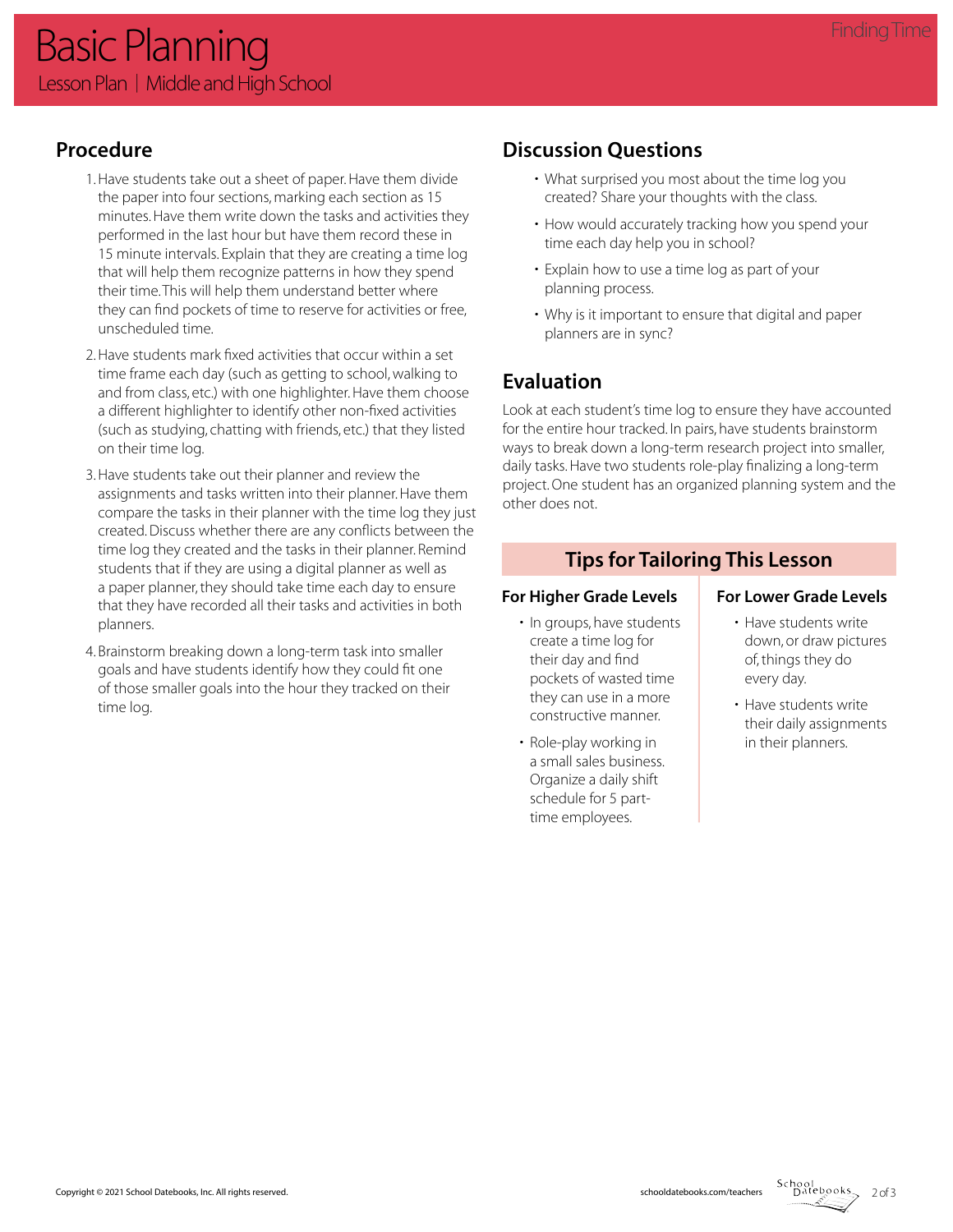# Basic Planning

Lesson Plan | Middle and High School

Finding Time

## Procedure

1. Have students take out a sheet of paper. Have them divide the paper into four sections, marking each section as 15 minutes. Have them write down the tasks and activities they performed in the last hour but have them record these in 15 minute intervals. Explain that they are creating a time log that will help them recognize patterns in how they spend their time. This will help them understand better where they can find pockets of time to reserve for activities or free, unscheduled time.
2. Have students mark fixed activities that occur within a set time frame each day (such as getting to school, walking to and from class, etc.) with one highlighter. Have them choose a different highlighter to identify other non-fixed activities (such as studying, chatting with friends, etc.) that they listed on their time log.
3. Have students take out their planner and review the assignments and tasks written into their planner. Have them compare the tasks in their planner with the time log they just created. Discuss whether there are any conflicts between the time log they created and the tasks in their planner. Remind students that if they are using a digital planner as well as a paper planner, they should take time each day to ensure that they have recorded all their tasks and activities in both planners.
4. Brainstorm breaking down a long-term task into smaller goals and have students identify how they could fit one of those smaller goals into the hour they tracked on their time log.

## Discussion Questions

- What surprised you most about the time log you created? Share your thoughts with the class.
- How would accurately tracking how you spend your time each day help you in school?
- Explain how to use a time log as part of your planning process.
- Why is it important to ensure that digital and paper planners are in sync?

## Evaluation

Look at each student's time log to ensure they have accounted for the entire hour tracked. In pairs, have students brainstorm ways to break down a long-term research project into smaller, daily tasks. Have two students role-play finalizing a long-term project. One student has an organized planning system and the other does not.

## Tips for Tailoring This Lesson

### For Higher Grade Levels

- In groups, have students create a time log for their day and find pockets of wasted time they can use in a more constructive manner.
- Role-play working in a small sales business. Organize a daily shift schedule for 5 part-time employees.

### For Lower Grade Levels

- Have students write down, or draw pictures of, things they do every day.
- Have students write their daily assignments in their planners.

Copyright © 2021 School Datebooks, Inc. All rights reserved.

schooldatebooks.com/teachers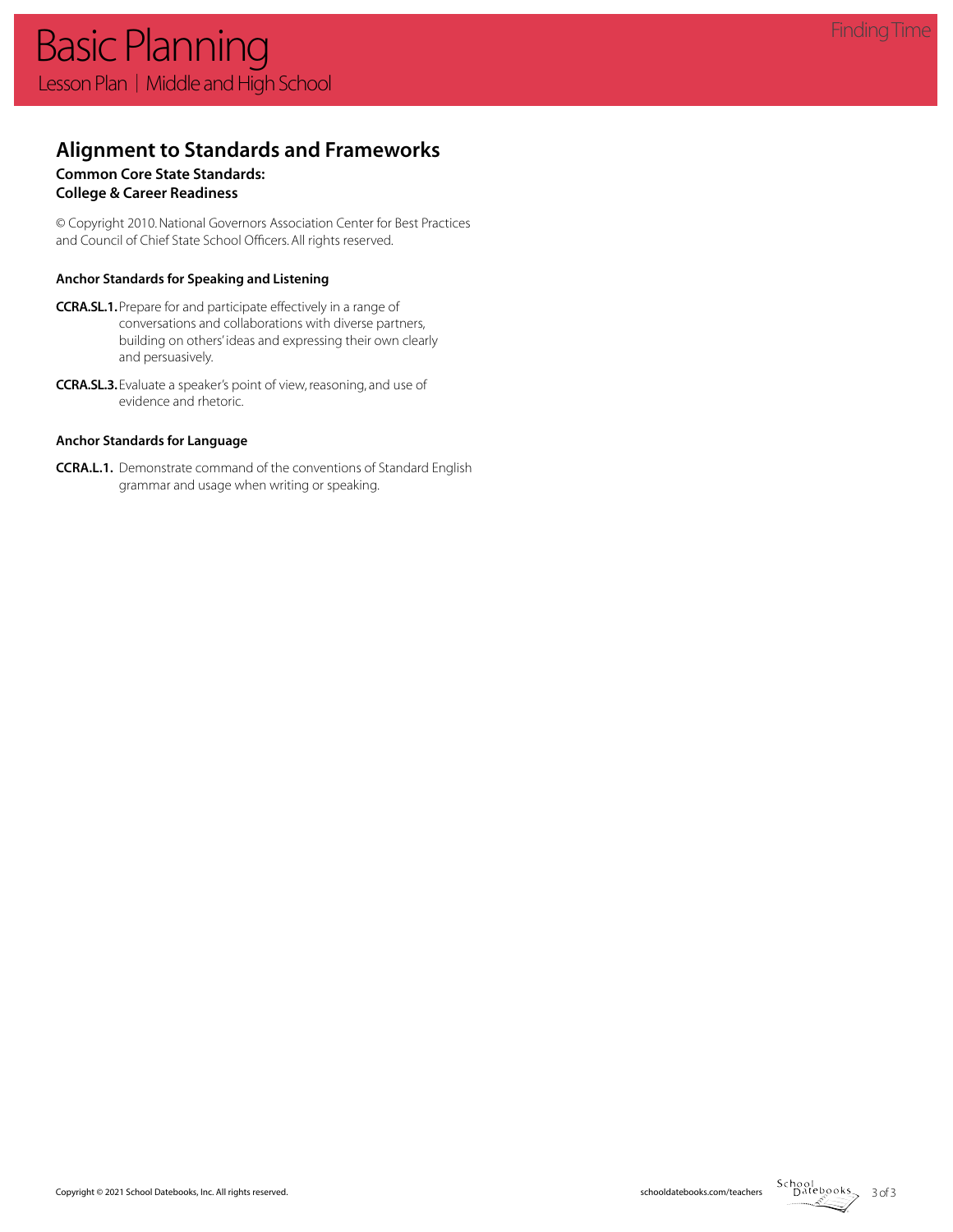## Alignment to Standards and Frameworks

**Common Core State Standards:**
**College & Career Readiness**

© Copyright 2010. National Governors Association Center for Best Practices and Council of Chief State School Officers. All rights reserved.

**Anchor Standards for Speaking and Listening**

**CCRA.SL.1.** Prepare for and participate effectively in a range of conversations and collaborations with diverse partners, building on others' ideas and expressing their own clearly and persuasively.

**CCRA.SL.3.** Evaluate a speaker's point of view, reasoning, and use of evidence and rhetoric.

**Anchor Standards for Language**

**CCRA.L.1.** Demonstrate command of the conventions of Standard English grammar and usage when writing or speaking.